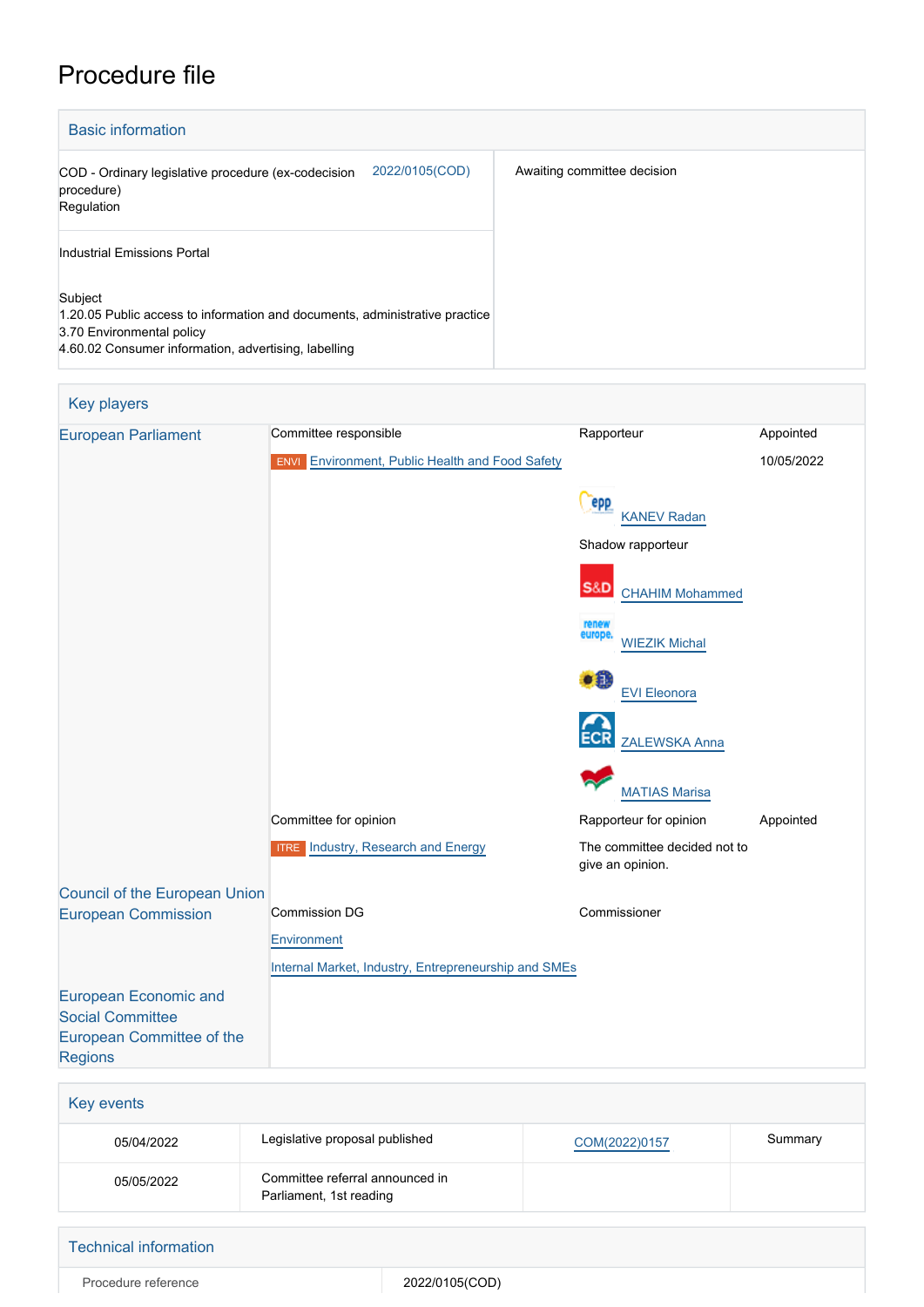# Procedure file

## Basic information

| | | |
|---|---|---|
| COD - Ordinary legislative procedure (ex-codecision procedure)<br>Regulation | 2022/0105(COD) | Awaiting committee decision |
| Industrial Emissions Portal<br><br>Subject<br>1.20.05 Public access to information and documents, administrative practice<br>3.70 Environmental policy<br>4.60.02 Consumer information, advertising, labelling | | |

## Key players

| | | | |
|---|---|---|---|
| European Parliament | Committee responsible | Rapporteur | Appointed |
| | ENVI Environment, Public Health and Food Safety | | 10/05/2022 |
| | | KANEV Radan | |
| | | Shadow rapporteur | |
| | | CHAHIM Mohammed | |
| | | WIEZIK Michal | |
| | | EVI Eleonora | |
| | | ZALEWSKA Anna | |
| | | MATIAS Marisa | |
| | Committee for opinion | Rapporteur for opinion | Appointed |
| | ITRE Industry, Research and Energy | The committee decided not to give an opinion. | |
| Council of the European Union | | | |
| European Commission | Commission DG | Commissioner | |
| | Environment | | |
| | Internal Market, Industry, Entrepreneurship and SMEs | | |
| European Economic and Social Committee | | | |
| European Committee of the Regions | | | |

## Key events

| | | | |
|---|---|---|---|
| 05/04/2022 | Legislative proposal published | COM(2022)0157 | Summary |
| 05/05/2022 | Committee referral announced in Parliament, 1st reading | | |

## Technical information

| | |
|---|---|
| Procedure reference | 2022/0105(COD) |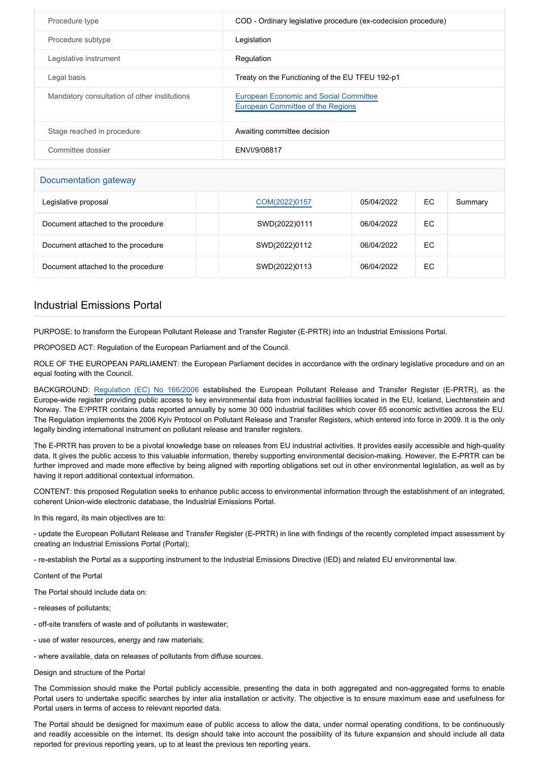| | |
|---|---|
| Procedure type | COD - Ordinary legislative procedure (ex-codecision procedure) |
| Procedure subtype | Legislation |
| Legislative instrument | Regulation |
| Legal basis | Treaty on the Functioning of the EU TFEU 192-p1 |
| Mandatory consultation of other institutions | European Economic and Social Committee<br>European Committee of the Regions |
| Stage reached in procedure | Awaiting committee decision |
| Committee dossier | ENVI/9/08817 |

## Documentation gateway

| | | | | | |
|---|---|---|---|---|---|
| Legislative proposal | | COM(2022)0157 | 05/04/2022 | EC | Summary |
| Document attached to the procedure | | SWD(2022)0111 | 06/04/2022 | EC | |
| Document attached to the procedure | | SWD(2022)0112 | 06/04/2022 | EC | |
| Document attached to the procedure | | SWD(2022)0113 | 06/04/2022 | EC | |

## Industrial Emissions Portal

PURPOSE: to transform the European Pollutant Release and Transfer Register (E-PRTR) into an Industrial Emissions Portal.

PROPOSED ACT: Regulation of the European Parliament and of the Council.

ROLE OF THE EUROPEAN PARLIAMENT: the European Parliament decides in accordance with the ordinary legislative procedure and on an equal footing with the Council.

BACKGROUND: Regulation (EC) No 166/2006 established the European Pollutant Release and Transfer Register (E-PRTR), as the Europe-wide register providing public access to key environmental data from industrial facilities located in the EU, Iceland, Liechtenstein and Norway. The E?PRTR contains data reported annually by some 30 000 industrial facilities which cover 65 economic activities across the EU. The Regulation implements the 2006 Kyiv Protocol on Pollutant Release and Transfer Registers, which entered into force in 2009. It is the only legally binding international instrument on pollutant release and transfer registers.

The E-PRTR has proven to be a pivotal knowledge base on releases from EU industrial activities. It provides easily accessible and high-quality data. It gives the public access to this valuable information, thereby supporting environmental decision-making. However, the E-PRTR can be further improved and made more effective by being aligned with reporting obligations set out in other environmental legislation, as well as by having it report additional contextual information.

CONTENT: this proposed Regulation seeks to enhance public access to environmental information through the establishment of an integrated, coherent Union-wide electronic database, the Industrial Emissions Portal.

In this regard, its main objectives are to:

- update the European Pollutant Release and Transfer Register (E-PRTR) in line with findings of the recently completed impact assessment by creating an Industrial Emissions Portal (Portal);

- re-establish the Portal as a supporting instrument to the Industrial Emissions Directive (IED) and related EU environmental law.

Content of the Portal

The Portal should include data on:

- releases of pollutants;

- off-site transfers of waste and of pollutants in wastewater;

- use of water resources, energy and raw materials;

- where available, data on releases of pollutants from diffuse sources.

Design and structure of the Portal

The Commission should make the Portal publicly accessible, presenting the data in both aggregated and non-aggregated forms to enable Portal users to undertake specific searches by inter alia installation or activity. The objective is to ensure maximum ease and usefulness for Portal users in terms of access to relevant reported data.

The Portal should be designed for maximum ease of public access to allow the data, under normal operating conditions, to be continuously and readily accessible on the internet. Its design should take into account the possibility of its future expansion and should include all data reported for previous reporting years, up to at least the previous ten reporting years.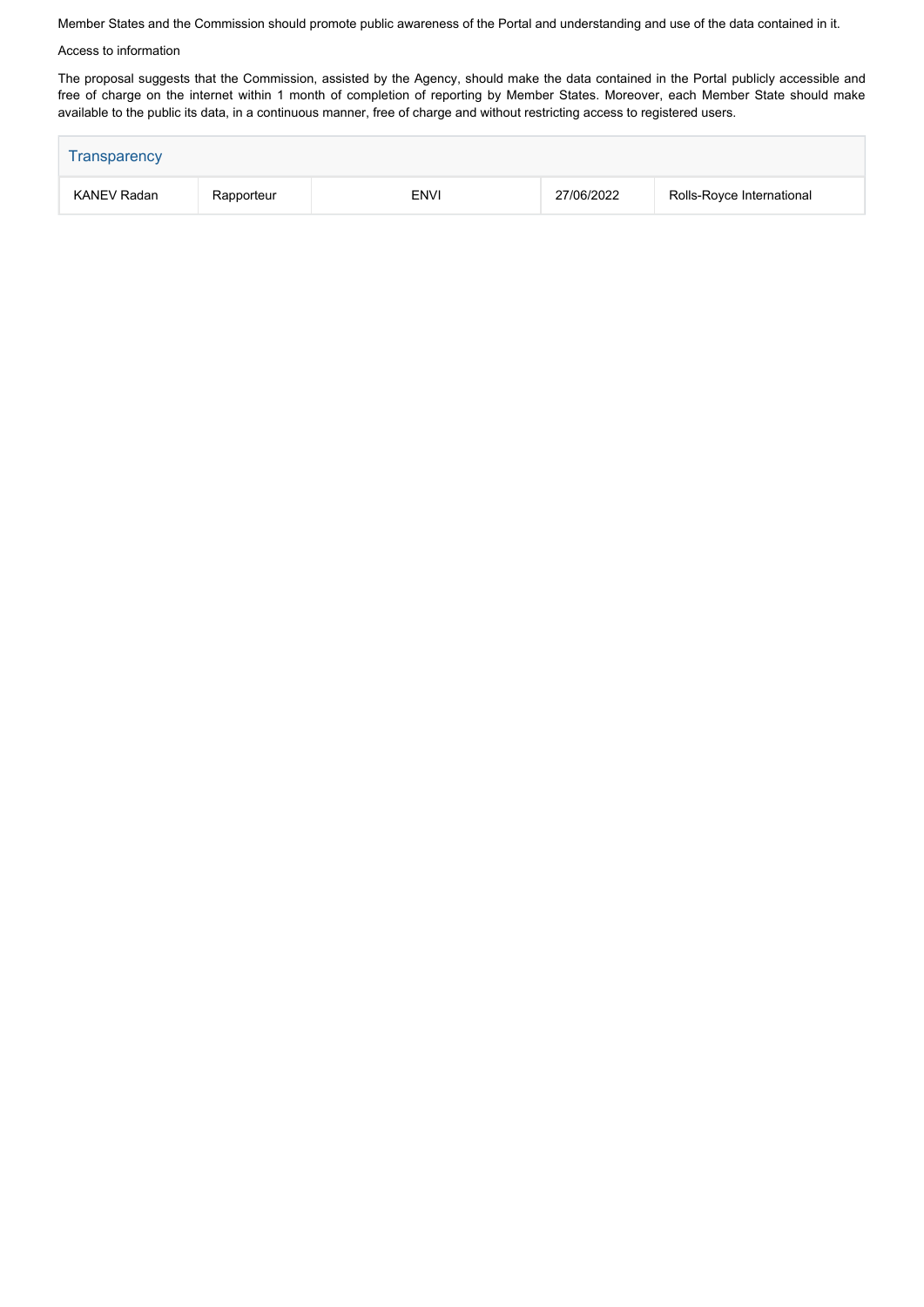Member States and the Commission should promote public awareness of the Portal and understanding and use of the data contained in it.

Access to information

The proposal suggests that the Commission, assisted by the Agency, should make the data contained in the Portal publicly accessible and free of charge on the internet within 1 month of completion of reporting by Member States. Moreover, each Member State should make available to the public its data, in a continuous manner, free of charge and without restricting access to registered users.

## Transparency

| | | | | |
|---|---|---|---|---|
| KANEV Radan | Rapporteur | ENVI | 27/06/2022 | Rolls-Royce International |